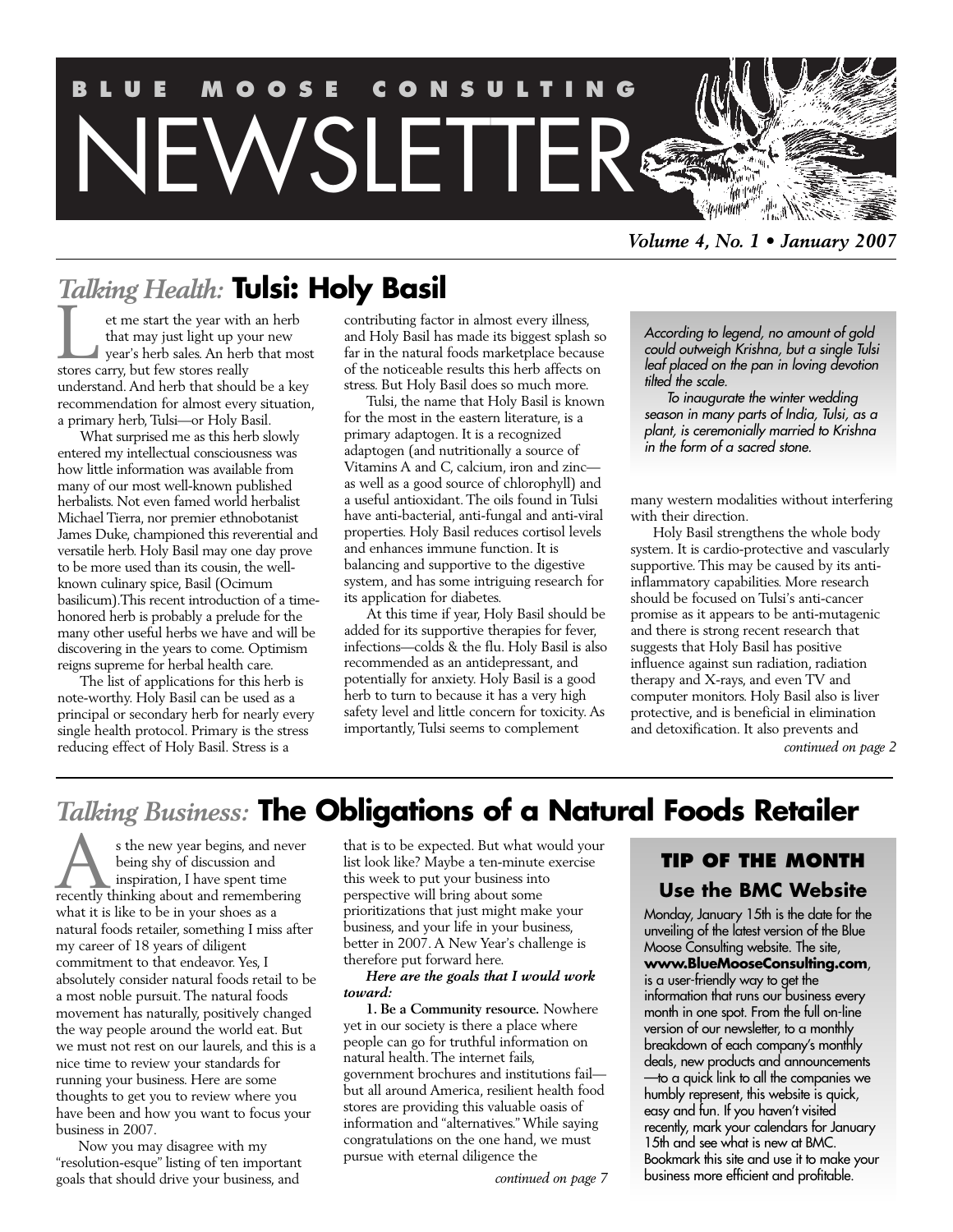# BLUE MOOSE CONSULTING NEWSLETTER

*Volume 4, No. 1 • January 2007*

## *Talking Health:* Tulsi: Holy Basil

Let me start the year with an herb that may just light up your new year's herb sales. An herb that most stores carry, but few stores really understand. And herb that should be a key recommendation for almost every situation, a primary herb, Tulsi—or Holy Basil.

What surprised me as this herb slowly entered my intellectual consciousness was how little information was available from many of our most well-known published herbalists. Not even famed world herbalist Michael Tierra, nor premier ethnobotanist James Duke, championed this reverential and versatile herb. Holy Basil may one day prove to be more used than its cousin, the well-known culinary spice, Basil (Ocimum basilicum).This recent introduction of a time-honored herb is probably a prelude for the many other useful herbs we have and will be discovering in the years to come. Optimism reigns supreme for herbal health care.

The list of applications for this herb is note-worthy. Holy Basil can be used as a principal or secondary herb for nearly every single health protocol. Primary is the stress reducing effect of Holy Basil. Stress is a contributing factor in almost every illness, and Holy Basil has made its biggest splash so far in the natural foods marketplace because of the noticeable results this herb affects on stress. But Holy Basil does so much more.

Tulsi, the name that Holy Basil is known for the most in the eastern literature, is a primary adaptogen. It is a recognized adaptogen (and nutritionally a source of Vitamins A and C, calcium, iron and zinc—as well as a good source of chlorophyll) and a useful antioxidant. The oils found in Tulsi have anti-bacterial, anti-fungal and anti-viral properties. Holy Basil reduces cortisol levels and enhances immune function. It is balancing and supportive to the digestive system, and has some intriguing research for its application for diabetes.

At this time if year, Holy Basil should be added for its supportive therapies for fever, infections—colds & the flu. Holy Basil is also recommended as an antidepressant, and potentially for anxiety. Holy Basil is a good herb to turn to because it has a very high safety level and little concern for toxicity. As importantly, Tulsi seems to complement many western modalities without interfering with their direction.

> *According to legend, no amount of gold could outweigh Krishna, but a single Tulsi leaf placed on the pan in loving devotion tilted the scale.*
>
> *To inaugurate the winter wedding season in many parts of India, Tulsi, as a plant, is ceremonially married to Krishna in the form of a sacred stone.*

Holy Basil strengthens the whole body system. It is cardio-protective and vascularly supportive. This may be caused by its anti-inflammatory capabilities. More research should be focused on Tulsi's anti-cancer promise as it appears to be anti-mutagenic and there is strong recent research that suggests that Holy Basil has positive influence against sun radiation, radiation therapy and X-rays, and even TV and computer monitors. Holy Basil also is liver protective, and is beneficial in elimination and detoxification. It also prevents and

*continued on page 2*

## *Talking Business:* The Obligations of a Natural Foods Retailer

As the new year begins, and never being shy of discussion and inspiration, I have spent time recently thinking about and remembering what it is like to be in your shoes as a natural foods retailer, something I miss after my career of 18 years of diligent commitment to that endeavor. Yes, I absolutely consider natural foods retail to be a most noble pursuit. The natural foods movement has naturally, positively changed the way people around the world eat. But we must not rest on our laurels, and this is a nice time to review your standards for running your business. Here are some thoughts to get you to review where you have been and how you want to focus your business in 2007.

Now you may disagree with my "resolution-esque" listing of ten important goals that should drive your business, and that is to be expected. But what would your list look like? Maybe a ten-minute exercise this week to put your business into perspective will bring about some prioritizations that just might make your business, and your life in your business, better in 2007. A New Year's challenge is therefore put forward here.

***Here are the goals that I would work toward:***

**1. Be a Community resource.** Nowhere yet in our society is there a place where people can go for truthful information on natural health. The internet fails, government brochures and institutions fail—but all around America, resilient health food stores are providing this valuable oasis of information and "alternatives." While saying congratulations on the one hand, we must pursue with eternal diligence the

*continued on page 7*

### TIP OF THE MONTH
### Use the BMC Website

Monday, January 15th is the date for the unveiling of the latest version of the Blue Moose Consulting website. The site, **www.BlueMooseConsulting.com**, is a user-friendly way to get the information that runs our business every month in one spot. From the full on-line version of our newsletter, to a monthly breakdown of each company's monthly deals, new products and announcements—to a quick link to all the companies we humbly represent, this website is quick, easy and fun. If you haven't visited recently, mark your calendars for January 15th and see what is new at BMC. Bookmark this site and use it to make your business more efficient and profitable.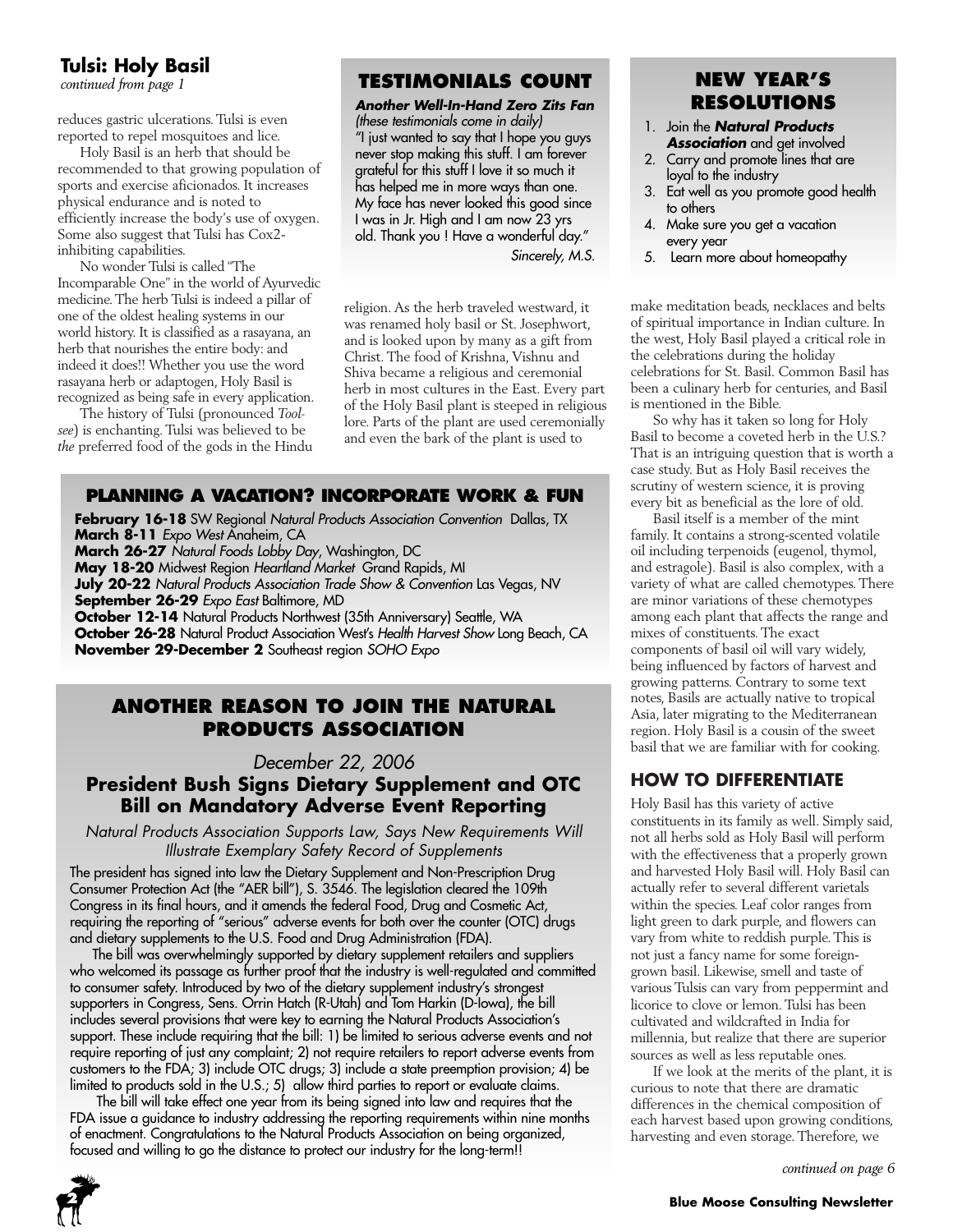## Tulsi: Holy Basil

*continued from page 1*

reduces gastric ulcerations. Tulsi is even reported to repel mosquitoes and lice.

Holy Basil is an herb that should be recommended to that growing population of sports and exercise aficionados. It increases physical endurance and is noted to efficiently increase the body's use of oxygen. Some also suggest that Tulsi has Cox2-inhibiting capabilities.

No wonder Tulsi is called "The Incomparable One" in the world of Ayurvedic medicine. The herb Tulsi is indeed a pillar of one of the oldest healing systems in our world history. It is classified as a rasayana, an herb that nourishes the entire body: and indeed it does!! Whether you use the word rasayana herb or adaptogen, Holy Basil is recognized as being safe in every application.

The history of Tulsi (pronounced *Tool-see*) is enchanting. Tulsi was believed to be *the* preferred food of the gods in the Hindu religion. As the herb traveled westward, it was renamed holy basil or St. Josephwort, and is looked upon by many as a gift from Christ. The food of Krishna, Vishnu and Shiva became a religious and ceremonial herb in most cultures in the East. Every part of the Holy Basil plant is steeped in religious lore. Parts of the plant are used ceremonially and even the bark of the plant is used to make meditation beads, necklaces and belts of spiritual importance in Indian culture. In the west, Holy Basil played a critical role in the celebrations during the holiday celebrations for St. Basil. Common Basil has been a culinary herb for centuries, and Basil is mentioned in the Bible.

So why has it taken so long for Holy Basil to become a coveted herb in the U.S.? That is an intriguing question that is worth a case study. But as Holy Basil receives the scrutiny of western science, it is proving every bit as beneficial as the lore of old.

Basil itself is a member of the mint family. It contains a strong-scented volatile oil including terpenoids (eugenol, thymol, and estragole). Basil is also complex, with a variety of what are called chemotypes. There are minor variations of these chemotypes among each plant that affects the range and mixes of constituents. The exact components of basil oil will vary widely, being influenced by factors of harvest and growing patterns. Contrary to some text notes, Basils are actually native to tropical Asia, later migrating to the Mediterranean region. Holy Basil is a cousin of the sweet basil that we are familiar with for cooking.

### HOW TO DIFFERENTIATE

Holy Basil has this variety of active constituents in its family as well. Simply said, not all herbs sold as Holy Basil will perform with the effectiveness that a properly grown and harvested Holy Basil will. Holy Basil can actually refer to several different varietals within the species. Leaf color ranges from light green to dark purple, and flowers can vary from white to reddish purple. This is not just a fancy name for some foreign-grown basil. Likewise, smell and taste of various Tulsis can vary from peppermint and licorice to clove or lemon. Tulsi has been cultivated and wildcrafted in India for millennia, but realize that there are superior sources as well as less reputable ones.

If we look at the merits of the plant, it is curious to note that there are dramatic differences in the chemical composition of each harvest based upon growing conditions, harvesting and even storage. Therefore, we

*continued on page 6*

## TESTIMONIALS COUNT

***Another Well-In-Hand Zero Zits Fan***
*(these testimonials come in daily)*

"I just wanted to say that I hope you guys never stop making this stuff. I am forever grateful for this stuff I love it so much it has helped me in more ways than one. My face has never looked this good since I was in Jr. High and I am now 23 yrs old. Thank you ! Have a wonderful day."

*Sincerely, M.S.*

## NEW YEAR'S RESOLUTIONS

1. Join the ***Natural Products Association*** and get involved
2. Carry and promote lines that are loyal to the industry
3. Eat well as you promote good health to others
4. Make sure you get a vacation every year
5. Learn more about homeopathy

## PLANNING A VACATION? INCORPORATE WORK & FUN

**February 16-18** SW Regional *Natural Products Association Convention* Dallas, TX
**March 8-11** *Expo West* Anaheim, CA
**March 26-27** *Natural Foods Lobby Day*, Washington, DC
**May 18-20** Midwest Region *Heartland Market* Grand Rapids, MI
**July 20-22** *Natural Products Association Trade Show & Convention* Las Vegas, NV
**September 26-29** *Expo East* Baltimore, MD
**October 12-14** Natural Products Northwest (35th Anniversary) Seattle, WA
**October 26-28** Natural Product Association West's *Health Harvest Show* Long Beach, CA
**November 29-December 2** Southeast region *SOHO Expo*

## ANOTHER REASON TO JOIN THE NATURAL PRODUCTS ASSOCIATION

*December 22, 2006*

### President Bush Signs Dietary Supplement and OTC Bill on Mandatory Adverse Event Reporting

*Natural Products Association Supports Law, Says New Requirements Will Illustrate Exemplary Safety Record of Supplements*

The president has signed into law the Dietary Supplement and Non-Prescription Drug Consumer Protection Act (the "AER bill"), S. 3546. The legislation cleared the 109th Congress in its final hours, and it amends the federal Food, Drug and Cosmetic Act, requiring the reporting of "serious" adverse events for both over the counter (OTC) drugs and dietary supplements to the U.S. Food and Drug Administration (FDA).

The bill was overwhelmingly supported by dietary supplement retailers and suppliers who welcomed its passage as further proof that the industry is well-regulated and committed to consumer safety. Introduced by two of the dietary supplement industry's strongest supporters in Congress, Sens. Orrin Hatch (R-Utah) and Tom Harkin (D-Iowa), the bill includes several provisions that were key to earning the Natural Products Association's support. These include requiring that the bill: 1) be limited to serious adverse events and not require reporting of just any complaint; 2) not require retailers to report adverse events from customers to the FDA; 3) include OTC drugs; 3) include a state preemption provision; 4) be limited to products sold in the U.S.; 5) allow third parties to report or evaluate claims.

The bill will take effect one year from its being signed into law and requires that the FDA issue a guidance to industry addressing the reporting requirements within nine months of enactment. Congratulations to the Natural Products Association on being organized, focused and willing to go the distance to protect our industry for the long-term!!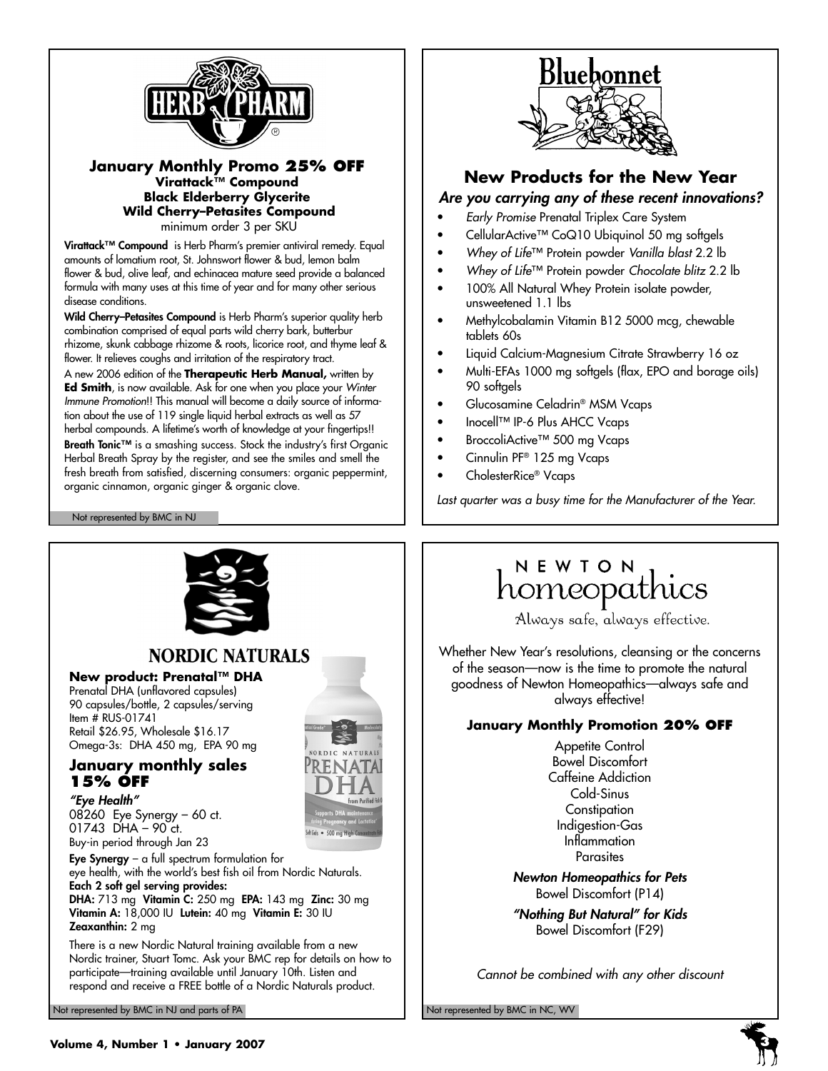## HERB PHARM

### January Monthly Promo 25% OFF

**Virattack™ Compound**
**Black Elderberry Glycerite**
**Wild Cherry–Petasites Compound**
minimum order 3 per SKU

**Virattack™ Compound** is Herb Pharm's premier antiviral remedy. Equal amounts of lomatium root, St. Johnswort flower & bud, lemon balm flower & bud, olive leaf, and echinacea mature seed provide a balanced formula with many uses at this time of year and for many other serious disease conditions.

**Wild Cherry–Petasites Compound** is Herb Pharm's superior quality herb combination comprised of equal parts wild cherry bark, butterbur rhizome, skunk cabbage rhizome & roots, licorice root, and thyme leaf & flower. It relieves coughs and irritation of the respiratory tract.

A new 2006 edition of the **Therapeutic Herb Manual,** written by **Ed Smith**, is now available. Ask for one when you place your *Winter Immune Promotion*!! This manual will become a daily source of information about the use of 119 single liquid herbal extracts as well as 57 herbal compounds. A lifetime's worth of knowledge at your fingertips!!

**Breath Tonic™** is a smashing success. Stock the industry's first Organic Herbal Breath Spray by the register, and see the smiles and smell the fresh breath from satisfied, discerning consumers: organic peppermint, organic cinnamon, organic ginger & organic clove.

Not represented by BMC in NJ

## Bluebonnet

### New Products for the New Year

***Are you carrying any of these recent innovations?***

- *Early Promise* Prenatal Triplex Care System
- CellularActive™ CoQ10 Ubiquinol 50 mg softgels
- *Whey of Life*™ Protein powder *Vanilla blast* 2.2 lb
- *Whey of Life*™ Protein powder *Chocolate blitz* 2.2 lb
- 100% All Natural Whey Protein isolate powder, unsweetened 1.1 lbs
- Methylcobalamin Vitamin B12 5000 mcg, chewable tablets 60s
- Liquid Calcium-Magnesium Citrate Strawberry 16 oz
- Multi-EFAs 1000 mg softgels (flax, EPO and borage oils) 90 softgels
- Glucosamine Celadrin® MSM Vcaps
- Inocell™ IP-6 Plus AHCC Vcaps
- BroccoliActive™ 500 mg Vcaps
- Cinnulin PF® 125 mg Vcaps
- CholesterRice® Vcaps

*Last quarter was a busy time for the Manufacturer of the Year.*

## NORDIC NATURALS

**New product: Prenatal™ DHA**
Prenatal DHA (unflavored capsules)
90 capsules/bottle, 2 capsules/serving
Item # RUS-01741
Retail $26.95, Wholesale $16.17
Omega-3s: DHA 450 mg, EPA 90 mg

### January monthly sales 15% OFF

***"Eye Health"***
08260 Eye Synergy – 60 ct.
01743 DHA – 90 ct.
Buy-in period through Jan 23

**Eye Synergy** – a full spectrum formulation for eye health, with the world's best fish oil from Nordic Naturals.
**Each 2 soft gel serving provides:**
**DHA:** 713 mg **Vitamin C:** 250 mg **EPA:** 143 mg **Zinc:** 30 mg **Vitamin A:** 18,000 IU **Lutein:** 40 mg **Vitamin E:** 30 IU **Zeaxanthin:** 2 mg

There is a new Nordic Natural training available from a new Nordic trainer, Stuart Tomc. Ask your BMC rep for details on how to participate—training available until January 10th. Listen and respond and receive a FREE bottle of a Nordic Naturals product.

Not represented by BMC in NJ and parts of PA

## NEWTON homeopathics

Always safe, always effective.

Whether New Year's resolutions, cleansing or the concerns of the season—now is the time to promote the natural goodness of Newton Homeopathics—always safe and always effective!

### January Monthly Promotion 20% OFF

Appetite Control
Bowel Discomfort
Caffeine Addiction
Cold-Sinus
Constipation
Indigestion-Gas
Inflammation
Parasites

***Newton Homeopathics for Pets***
Bowel Discomfort (P14)

***"Nothing But Natural" for Kids***
Bowel Discomfort (F29)

*Cannot be combined with any other discount*

Not represented by BMC in NC, WV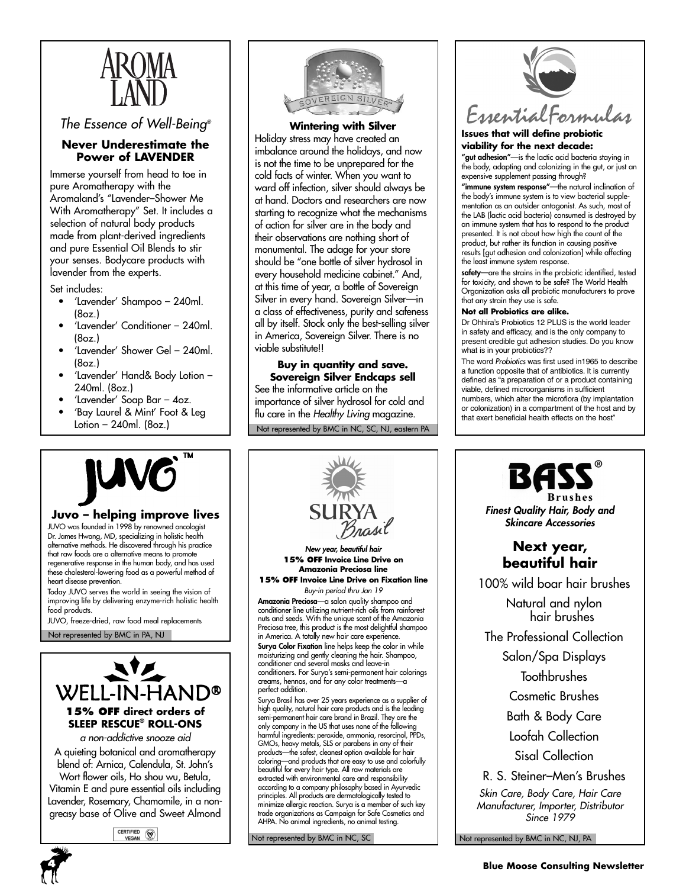## AROMA LAND

*The Essence of Well-Being®*

### Never Underestimate the Power of LAVENDER

Immerse yourself from head to toe in pure Aromatherapy with the Aromaland's "Lavender–Shower Me With Aromatherapy" Set. It includes a selection of natural body products made from plant-derived ingredients and pure Essential Oil Blends to stir your senses. Bodycare products with lavender from the experts.

Set includes:

- 'Lavender' Shampoo – 240ml. (8oz.)
- 'Lavender' Conditioner – 240ml. (8oz.)
- 'Lavender' Shower Gel – 240ml. (8oz.)
- 'Lavender' Hand& Body Lotion – 240ml. (8oz.)
- 'Lavender' Soap Bar – 4oz.
- 'Bay Laurel & Mint' Foot & Leg Lotion – 240ml. (8oz.)

## SOVEREIGN SILVER™

### Wintering with Silver

Holiday stress may have created an imbalance around the holidays, and now is not the time to be unprepared for the cold facts of winter. When you want to ward off infection, silver should always be at hand. Doctors and researchers are now starting to recognize what the mechanisms of action for silver are in the body and their observations are nothing short of monumental. The adage for your store should be "one bottle of silver hydrosol in every household medicine cabinet." And, at this time of year, a bottle of Sovereign Silver in every hand. Sovereign Silver—in a class of effectiveness, purity and safeness all by itself. Stock only the best-selling silver in America, Sovereign Silver. There is no viable substitute!!

**Buy in quantity and save. Sovereign Silver Endcaps sell**

See the informative article on the importance of silver hydrosol for cold and flu care in the *Healthy Living* magazine.

Not represented by BMC in NC, SC, NJ, eastern PA

## Essential Formulas

### Issues that will define probiotic viability for the next decade:

**"gut adhesion"**—is the lactic acid bacteria staying in the body, adapting and colonizing in the gut, or just an expensive supplement passing through?

**"immune system response"**—the natural inclination of the body's immune system is to view bacterial supplementation as an outsider antagonist. As such, most of the LAB (lactic acid bacteria) consumed is destroyed by an immune system that has to respond to the product presented. It is not about how high the count of the product, but rather its function in causing positive results [gut adhesion and colonization] while affecting the least immune system response.

**safety**—are the strains in the probiotic identified, tested for toxicity, and shown to be safe? The World Health Organization asks all probiotic manufacturers to prove that any strain they use is safe.

**Not all Probiotics are alike.**

Dr Ohhira's Probiotics 12 PLUS is the world leader in safety and efficacy, and is the only company to present credible gut adhesion studies. Do you know what is in your probiotics??

The word *Probiotics* was first used in1965 to describe a function opposite that of antibiotics. It is currently defined as "a preparation of or a product containing viable, defined microorganisms in sufficient numbers, which alter the microflora (by implantation or colonization) in a compartment of the host and by that exert beneficial health effects on the host"

## JUVO™

### Juvo – helping improve lives

JUVO was founded in 1998 by renowned oncologist Dr. James Hwang, MD, specializing in holistic health alternative methods. He discovered through his practice that raw foods are a alternative means to promote regenerative response in the human body, and has used these cholesterol-lowering food as a powerful method of heart disease prevention.

Today JUVO serves the world in seeing the vision of improving life by delivering enzyme-rich holistic health food products.

JUVO, freeze-dried, raw food meal replacements

Not represented by BMC in PA, NJ

## WELL-IN-HAND®

### 15% OFF direct orders of SLEEP RESCUE® ROLL-ONS

*a non-addictive snooze aid*

A quieting botanical and aromatherapy blend of: Arnica, Calendula, St. John's Wort flower oils, Ho shou wu, Betula, Vitamin E and pure essential oils including Lavender, Rosemary, Chamomile, in a non-greasy base of Olive and Sweet Almond

CERTIFIED VEGAN

## SURYA Brasil

*New year, beautiful hair*

**15% OFF Invoice Line Drive on Amazonia Preciosa line**

**15% OFF Invoice Line Drive on Fixation line**

*Buy-in period thru Jan 19*

**Amazonia Preciosa**—a salon quality shampoo and conditioner line utilizing nutrient-rich oils from rainforest nuts and seeds. With the unique scent of the Amazonia Preciosa tree, this product is the most delightful shampoo in America. A totally new hair care experience.

**Surya Color Fixation** line helps keep the color in while moisturizing and gently cleaning the hair. Shampoo, conditioner and several masks and leave-in conditioners. For Surya's semi-permanent hair colorings creams, hennas, and for any color treatments—a perfect addition.

Surya Brasil has over 25 years experience as a supplier of high quality, natural hair care products and is the leading semi-permanent hair care brand in Brazil. They are the only company in the US that uses none of the following harmful ingredients: peroxide, ammonia, resorcinol, PPDs, GMOs, heavy metals, SLS or parabens in any of their products—the safest, cleanest option available for hair coloring—and products that are easy to use and colorfully beautiful for every hair type. All raw materials are extracted with environmental care and responsibility according to a company philosophy based in Ayurvedic principles. All products are dermatologically tested to minimize allergic reaction. Surya is a member of such key trade organizations as Campaign for Safe Cosmetics and AHPA. No animal ingredients, no animal testing.

Not represented by BMC in NC, SC

## BASS® Brushes

*Finest Quality Hair, Body and Skincare Accessories*

### Next year, beautiful hair

100% wild boar hair brushes

Natural and nylon hair brushes

The Professional Collection

Salon/Spa Displays

Toothbrushes

Cosmetic Brushes

Bath & Body Care

Loofah Collection

Sisal Collection

R. S. Steiner–Men's Brushes

*Skin Care, Body Care, Hair Care Manufacturer, Importer, Distributor Since 1979*

Not represented by BMC in NC, NJ, PA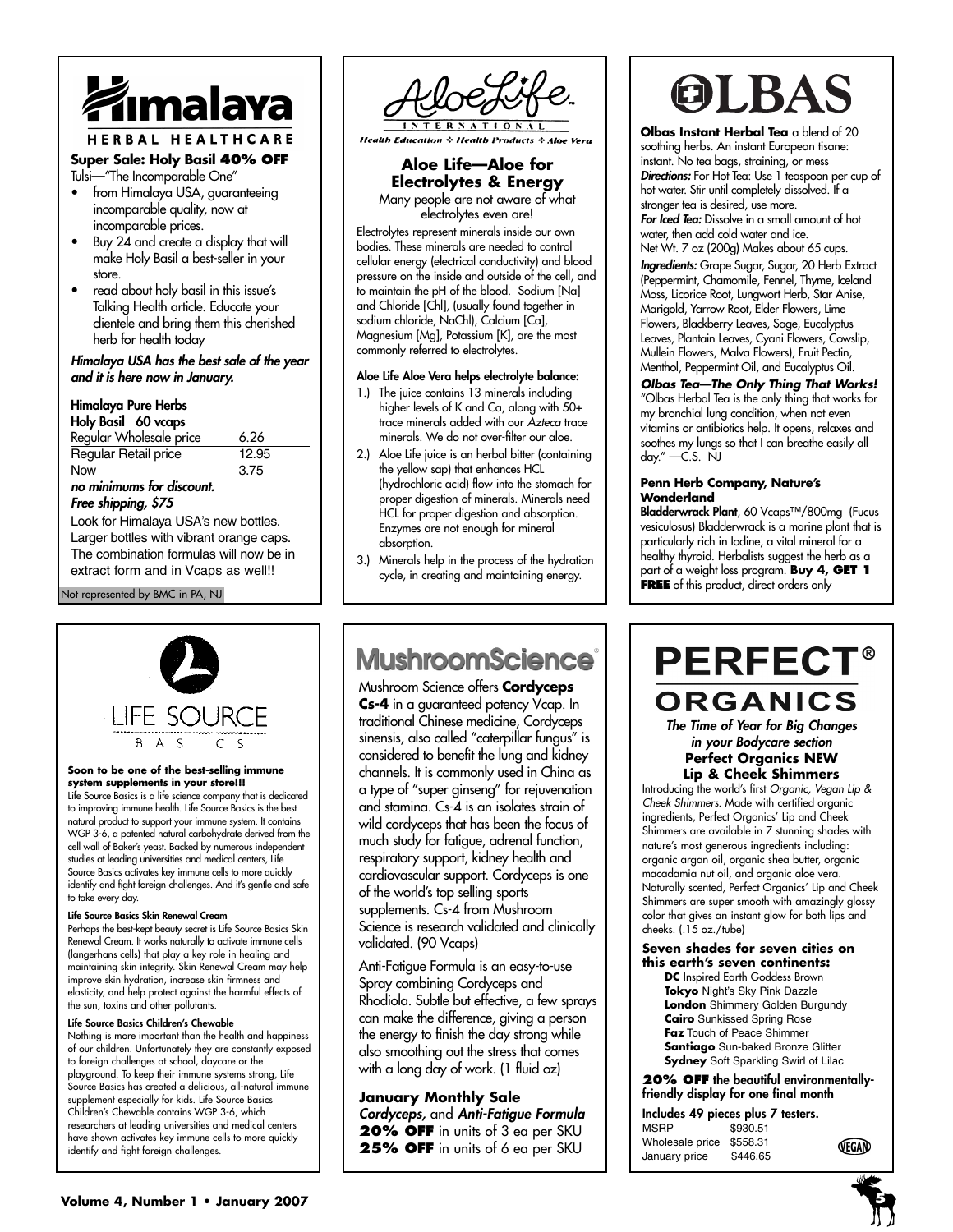# Himalaya

HERBAL HEALTHCARE

**Super Sale: Holy Basil 40% OFF**

Tulsi—"The Incomparable One"

- from Himalaya USA, guaranteeing incomparable quality, now at incomparable prices.
- Buy 24 and create a display that will make Holy Basil a best-seller in your store.
- read about holy basil in this issue's Talking Health article. Educate your clientele and bring them this cherished herb for health today

***Himalaya USA has the best sale of the year and it is here now in January.***

**Himalaya Pure Herbs**
**Holy Basil 60 vcaps**

| | |
|---|---|
| Regular Wholesale price | 6.26 |
| Regular Retail price | 12.95 |
| Now | 3.75 |

***no minimums for discount.***
***Free shipping, $75***

Look for Himalaya USA's new bottles. Larger bottles with vibrant orange caps. The combination formulas will now be in extract form and in Vcaps as well!!

Not represented by BMC in PA, NJ

# AloeLife

INTERNATIONAL

*Health Education ❖ Health Products ❖ Aloe Vera*

## Aloe Life—Aloe for Electrolytes & Energy

Many people are not aware of what electrolytes even are!

Electrolytes represent minerals inside our own bodies. These minerals are needed to control cellular energy (electrical conductivity) and blood pressure on the inside and outside of the cell, and to maintain the pH of the blood. Sodium [Na] and Chloride [Chl], (usually found together in sodium chloride, NaChl), Calcium [Ca], Magnesium [Mg], Potassium [K], are the most commonly referred to electrolytes.

**Aloe Life Aloe Vera helps electrolyte balance:**

1.) The juice contains 13 minerals including higher levels of K and Ca, along with 50+ trace minerals added with our *Azteca* trace minerals. We do not over-filter our aloe.
2.) Aloe Life juice is an herbal bitter (containing the yellow sap) that enhances HCL (hydrochloric acid) flow into the stomach for proper digestion of minerals. Minerals need HCL for proper digestion and absorption. Enzymes are not enough for mineral absorption.
3.) Minerals help in the process of the hydration cycle, in creating and maintaining energy.

# OLBAS

**Olbas Instant Herbal Tea** a blend of 20 soothing herbs. An instant European tisane: instant. No tea bags, straining, or mess

***Directions:*** For Hot Tea: Use 1 teaspoon per cup of hot water. Stir until completely dissolved. If a stronger tea is desired, use more.

***For Iced Tea:*** Dissolve in a small amount of hot water, then add cold water and ice.

Net Wt. 7 oz (200g) Makes about 65 cups.

***Ingredients:*** Grape Sugar, Sugar, 20 Herb Extract (Peppermint, Chamomile, Fennel, Thyme, Iceland Moss, Licorice Root, Lungwort Herb, Star Anise, Marigold, Yarrow Root, Elder Flowers, Lime Flowers, Blackberry Leaves, Sage, Eucalyptus Leaves, Plantain Leaves, Cyani Flowers, Cowslip, Mullein Flowers, Malva Flowers), Fruit Pectin, Menthol, Peppermint Oil, and Eucalyptus Oil.

***Olbas Tea—The Only Thing That Works!***
"Olbas Herbal Tea is the only thing that works for my bronchial lung condition, when not even vitamins or antibiotics help. It opens, relaxes and soothes my lungs so that I can breathe easily all day." —C.S. NJ

**Penn Herb Company, Nature's Wonderland**

**Bladderwrack Plant**, 60 Vcaps™/800mg (Fucus vesiculosus) Bladderwrack is a marine plant that is particularly rich in Iodine, a vital mineral for a healthy thyroid. Herbalists suggest the herb as a part of a weight loss program. **Buy 4, GET 1 FREE** of this product, direct orders only

# LIFE SOURCE BASICS

**Soon to be one of the best-selling immune system supplements in your store!!!**

Life Source Basics is a life science company that is dedicated to improving immune health. Life Source Basics is the best natural product to support your immune system. It contains WGP 3-6, a patented natural carbohydrate derived from the cell wall of Baker's yeast. Backed by numerous independent studies at leading universities and medical centers, Life Source Basics activates key immune cells to more quickly identify and fight foreign challenges. And it's gentle and safe to take every day.

**Life Source Basics Skin Renewal Cream**

Perhaps the best-kept beauty secret is Life Source Basics Skin Renewal Cream. It works naturally to activate immune cells (langerhans cells) that play a key role in healing and maintaining skin integrity. Skin Renewal Cream may help improve skin hydration, increase skin firmness and elasticity, and help protect against the harmful effects of the sun, toxins and other pollutants.

**Life Source Basics Children's Chewable**

Nothing is more important than the health and happiness of our children. Unfortunately they are constantly exposed to foreign challenges at school, daycare or the playground. To keep their immune systems strong, Life Source Basics has created a delicious, all-natural immune supplement especially for kids. Life Source Basics Children's Chewable contains WGP 3-6, which researchers at leading universities and medical centers have shown activates key immune cells to more quickly identify and fight foreign challenges.

# MushroomScience®

Mushroom Science offers **Cordyceps Cs-4** in a guaranteed potency Vcap. In traditional Chinese medicine, Cordyceps sinensis, also called "caterpillar fungus" is considered to benefit the lung and kidney channels. It is commonly used in China as a type of "super ginseng" for rejuvenation and stamina. Cs-4 is an isolates strain of wild cordyceps that has been the focus of much study for fatigue, adrenal function, respiratory support, kidney health and cardiovascular support. Cordyceps is one of the world's top selling sports supplements. Cs-4 from Mushroom Science is research validated and clinically validated. (90 Vcaps)

Anti-Fatigue Formula is an easy-to-use Spray combining Cordyceps and Rhodiola. Subtle but effective, a few sprays can make the difference, giving a person the energy to finish the day strong while also smoothing out the stress that comes with a long day of work. (1 fluid oz)

**January Monthly Sale**

***Cordyceps,*** and ***Anti-Fatigue Formula***

**20% OFF** in units of 3 ea per SKU

**25% OFF** in units of 6 ea per SKU

# PERFECT® ORGANICS

***The Time of Year for Big Changes in your Bodycare section***

**Perfect Organics NEW Lip & Cheek Shimmers**

Introducing the world's first *Organic, Vegan Lip & Cheek Shimmers.* Made with certified organic ingredients, Perfect Organics' Lip and Cheek Shimmers are available in 7 stunning shades with nature's most generous ingredients including: organic argan oil, organic shea butter, organic macadamia nut oil, and organic aloe vera. Naturally scented, Perfect Organics' Lip and Cheek Shimmers are super smooth with amazingly glossy color that gives an instant glow for both lips and cheeks. (.15 oz./tube)

**Seven shades for seven cities on this earth's seven continents:**

- **DC** Inspired Earth Goddess Brown
- **Tokyo** Night's Sky Pink Dazzle
- **London** Shimmery Golden Burgundy
- **Cairo** Sunkissed Spring Rose
- **Faz** Touch of Peace Shimmer
- **Santiago** Sun-baked Bronze Glitter
- **Sydney** Soft Sparkling Swirl of Lilac

**20% OFF the beautiful environmentally-friendly display for one final month**

**Includes 49 pieces plus 7 testers.**

| | |
|---|---|
| MSRP | $930.51 |
| Wholesale price | $558.31 |
| January price | $446.65 |

VEGAN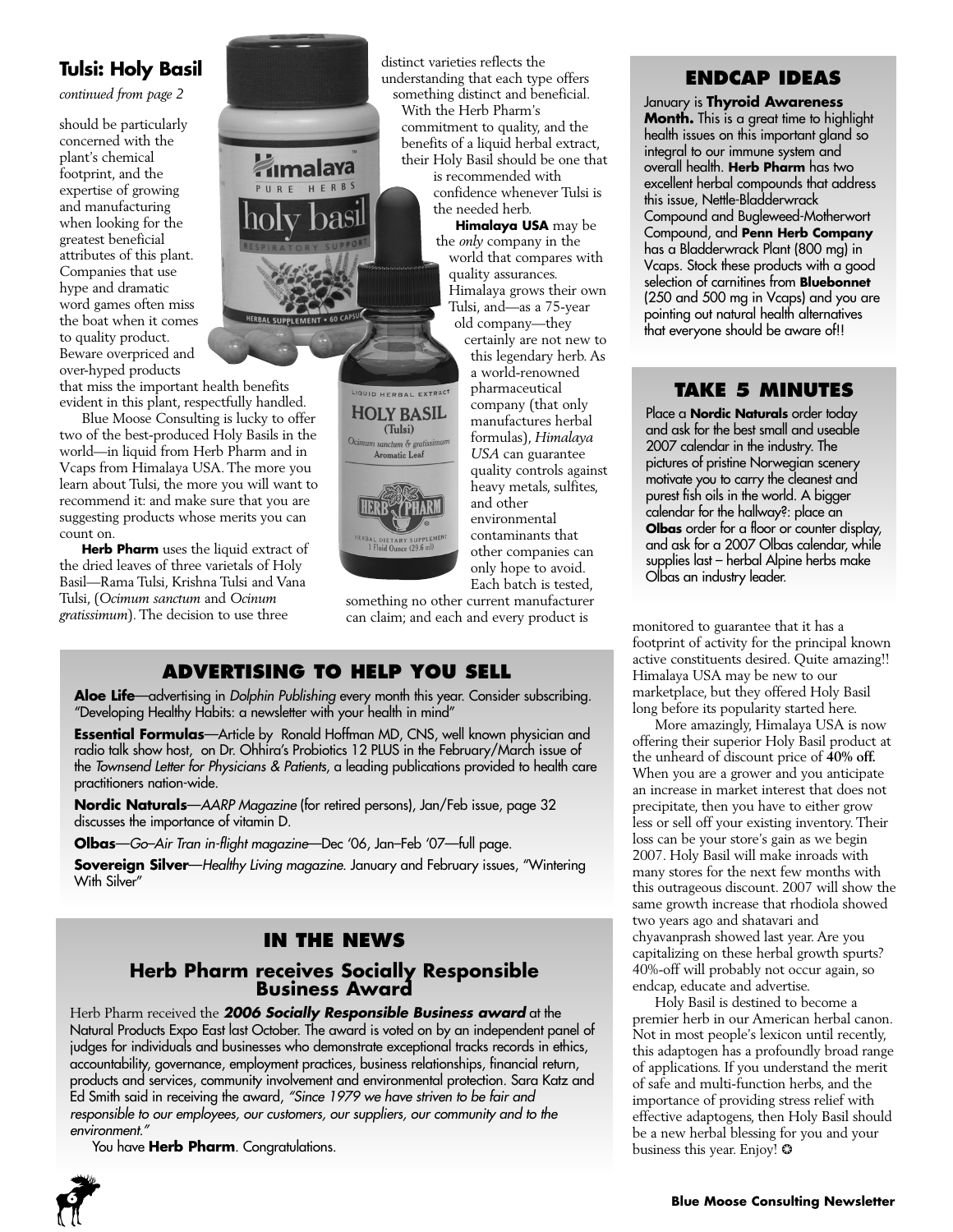## Tulsi: Holy Basil

*continued from page 2*

should be particularly concerned with the plant's chemical footprint, and the expertise of growing and manufacturing when looking for the greatest beneficial attributes of this plant. Companies that use hype and dramatic word games often miss the boat when it comes to quality product. Beware overpriced and over-hyped products that miss the important health benefits evident in this plant, respectfully handled.

Blue Moose Consulting is lucky to offer two of the best-produced Holy Basils in the world—in liquid from Herb Pharm and in Vcaps from Himalaya USA. The more you learn about Tulsi, the more you will want to recommend it: and make sure that you are suggesting products whose merits you can count on.

**Herb Pharm** uses the liquid extract of the dried leaves of three varietals of Holy Basil—Rama Tulsi, Krishna Tulsi and Vana Tulsi, (*Ocimum sanctum* and *Ocinum gratissimum*). The decision to use three distinct varieties reflects the understanding that each type offers something distinct and beneficial. With the Herb Pharm's commitment to quality, and the benefits of a liquid herbal extract, their Holy Basil should be one that is recommended with confidence whenever Tulsi is the needed herb.

**Himalaya USA** may be the *only* company in the world that compares with quality assurances. Himalaya grows their own Tulsi, and—as a 75-year old company—they certainly are not new to this legendary herb. As a world-renowned pharmaceutical company (that only manufactures herbal formulas), *Himalaya USA* can guarantee quality controls against heavy metals, sulfites, and other environmental contaminants that other companies can only hope to avoid. Each batch is tested, something no other current manufacturer can claim; and each and every product is monitored to guarantee that it has a footprint of activity for the principal known active constituents desired. Quite amazing!! Himalaya USA may be new to our marketplace, but they offered Holy Basil long before its popularity started here.

More amazingly, Himalaya USA is now offering their superior Holy Basil product at the unheard of discount price of **40% off.** When you are a grower and you anticipate an increase in market interest that does not precipitate, then you have to either grow less or sell off your existing inventory. Their loss can be your store's gain as we begin 2007. Holy Basil will make inroads with many stores for the next few months with this outrageous discount. 2007 will show the same growth increase that rhodiola showed two years ago and shatavari and chyavanprash showed last year. Are you capitalizing on these herbal growth spurts? 40%-off will probably not occur again, so endcap, educate and advertise.

Holy Basil is destined to become a premier herb in our American herbal canon. Not in most people's lexicon until recently, this adaptogen has a profoundly broad range of applications. If you understand the merit of safe and multi-function herbs, and the importance of providing stress relief with effective adaptogens, then Holy Basil should be a new herbal blessing for you and your business this year. Enjoy! ✪

## ENDCAP IDEAS

January is **Thyroid Awareness Month.** This is a great time to highlight health issues on this important gland so integral to our immune system and overall health. **Herb Pharm** has two excellent herbal compounds that address this issue, Nettle-Bladderwrack Compound and Bugleweed-Motherwort Compound, and **Penn Herb Company** has a Bladderwrack Plant (800 mg) in Vcaps. Stock these products with a good selection of carnitines from **Bluebonnet** (250 and 500 mg in Vcaps) and you are pointing out natural health alternatives that everyone should be aware of!!

## TAKE 5 MINUTES

Place a **Nordic Naturals** order today and ask for the best small and useable 2007 calendar in the industry. The pictures of pristine Norwegian scenery motivate you to carry the cleanest and purest fish oils in the world. A bigger calendar for the hallway?: place an **Olbas** order for a floor or counter display, and ask for a 2007 Olbas calendar, while supplies last – herbal Alpine herbs make Olbas an industry leader.

## ADVERTISING TO HELP YOU SELL

**Aloe Life**—advertising in *Dolphin Publishing* every month this year. Consider subscribing. "Developing Healthy Habits: a newsletter with your health in mind"

**Essential Formulas**—Article by Ronald Hoffman MD, CNS, well known physician and radio talk show host, on Dr. Ohhira's Probiotics 12 PLUS in the February/March issue of the *Townsend Letter for Physicians & Patients*, a leading publications provided to health care practitioners nation-wide.

**Nordic Naturals**—*AARP Magazine* (for retired persons), Jan/Feb issue, page 32 discusses the importance of vitamin D.

**Olbas**—*Go–Air Tran in-flight magazine*—Dec '06, Jan–Feb '07—full page.

**Sovereign Silver**—*Healthy Living magazine.* January and February issues, "Wintering With Silver"

## IN THE NEWS

### Herb Pharm receives Socially Responsible Business Award

Herb Pharm received the ***2006 Socially Responsible Business award*** at the Natural Products Expo East last October. The award is voted on by an independent panel of judges for individuals and businesses who demonstrate exceptional tracks records in ethics, accountability, governance, employment practices, business relationships, financial return, products and services, community involvement and environmental protection. Sara Katz and Ed Smith said in receiving the award, *"Since 1979 we have striven to be fair and responsible to our employees, our customers, our suppliers, our community and to the environment."*

You have **Herb Pharm**. Congratulations.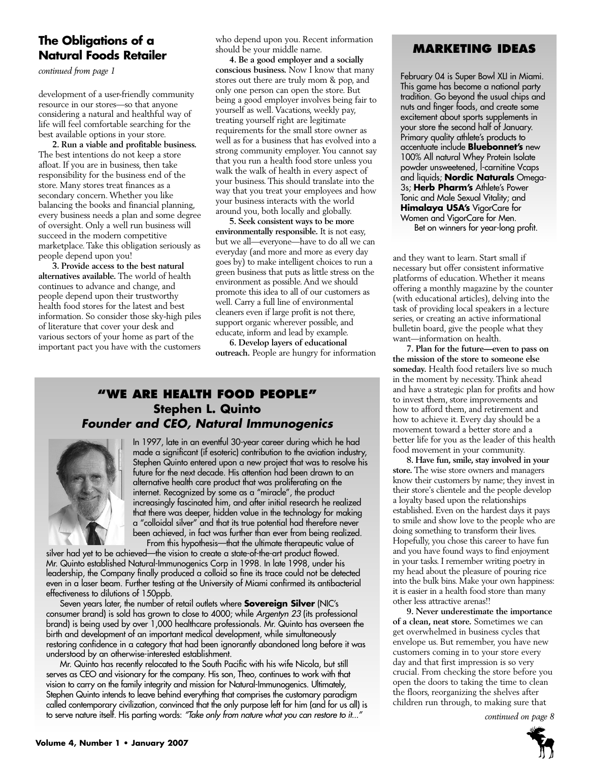## The Obligations of a Natural Foods Retailer

*continued from page 1*

development of a user-friendly community resource in our stores—so that anyone considering a natural and healthful way of life will feel comfortable searching for the best available options in your store.

**2. Run a viable and profitable business.** The best intentions do not keep a store afloat. If you are in business, then take responsibility for the business end of the store. Many stores treat finances as a secondary concern. Whether you like balancing the books and financial planning, every business needs a plan and some degree of oversight. Only a well run business will succeed in the modern competitive marketplace. Take this obligation seriously as people depend upon you!

**3. Provide access to the best natural alternatives available.** The world of health continues to advance and change, and people depend upon their trustworthy health food stores for the latest and best information. So consider those sky-high piles of literature that cover your desk and various sectors of your home as part of the important pact you have with the customers who depend upon you. Recent information should be your middle name.

**4. Be a good employer and a socially conscious business.** Now I know that many stores out there are truly mom & pop, and only one person can open the store. But being a good employer involves being fair to yourself as well. Vacations, weekly pay, treating yourself right are legitimate requirements for the small store owner as well as for a business that has evolved into a strong community employer. You cannot say that you run a health food store unless you walk the walk of health in every aspect of your business. This should translate into the way that you treat your employees and how your business interacts with the world around you, both locally and globally.

**5. Seek consistent ways to be more environmentally responsible.** It is not easy, but we all—everyone—have to do all we can everyday (and more and more as every day goes by) to make intelligent choices to run a green business that puts as little stress on the environment as possible. And we should promote this idea to all of our customers as well. Carry a full line of environmental cleaners even if large profit is not there, support organic wherever possible, and educate, inform and lead by example.

**6. Develop layers of educational outreach.** People are hungry for information and they want to learn. Start small if necessary but offer consistent informative platforms of education. Whether it means offering a monthly magazine by the counter (with educational articles), delving into the task of providing local speakers in a lecture series, or creating an active informational bulletin board, give the people what they want—information on health.

**7. Plan for the future—even to pass on the mission of the store to someone else someday.** Health food retailers live so much in the moment by necessity. Think ahead and have a strategic plan for profits and how to invest them, store improvements and how to afford them, and retirement and how to achieve it. Every day should be a movement toward a better store and a better life for you as the leader of this health food movement in your community.

**8. Have fun, smile, stay involved in your store.** The wise store owners and managers know their customers by name; they invest in their store's clientele and the people develop a loyalty based upon the relationships established. Even on the hardest days it pays to smile and show love to the people who are doing something to transform their lives. Hopefully, you chose this career to have fun and you have found ways to find enjoyment in your tasks. I remember writing poetry in my head about the pleasure of pouring rice into the bulk bins. Make your own happiness: it is easier in a health food store than many other less attractive arenas!!

**9. Never underestimate the importance of a clean, neat store.** Sometimes we can get overwhelmed in business cycles that envelope us. But remember, you have new customers coming in to your store every day and that first impression is so very crucial. From checking the store before you open the doors to taking the time to clean the floors, reorganizing the shelves after children run through, to making sure that

*continued on page 8*

## MARKETING IDEAS

February 04 is Super Bowl XLI in Miami. This game has become a national party tradition. Go beyond the usual chips and nuts and finger foods, and create some excitement about sports supplements in your store the second half of January. Primary quality athlete's products to accentuate include **Bluebonnet's** new 100% All natural Whey Protein Isolate powder unsweetened, l-carnitine Vcaps and liquids; **Nordic Naturals** Omega-3s; **Herb Pharm's** Athlete's Power Tonic and Male Sexual Vitality; and **Himalaya USA's** VigorCare for Women and VigorCare for Men.

Bet on winners for year-long profit.

## "WE ARE HEALTH FOOD PEOPLE"

### Stephen L. Quinto

### *Founder and CEO, Natural Immunogenics*

In 1997, late in an eventful 30-year career during which he had made a significant (if esoteric) contribution to the aviation industry, Stephen Quinto entered upon a new project that was to resolve his future for the next decade. His attention had been drawn to an alternative health care product that was proliferating on the internet. Recognized by some as a "miracle", the product increasingly fascinated him, and after initial research he realized that there was deeper, hidden value in the technology for making a "colloidal silver" and that its true potential had therefore never been achieved, in fact was further than ever from being realized.

From this hypothesis—that the ultimate therapeutic value of silver had yet to be achieved—the vision to create a state-of-the-art product flowed. Mr. Quinto established Natural-Immunogenics Corp in 1998. In late 1998, under his leadership, the Company finally produced a colloid so fine its trace could not be detected even in a laser beam. Further testing at the University of Miami confirmed its antibacterial effectiveness to dilutions of 150ppb.

Seven years later, the number of retail outlets where **Sovereign Silver** (NIC's consumer brand) is sold has grown to close to 4000; while *Argentyn 23* (its professional brand) is being used by over 1,000 healthcare professionals. Mr. Quinto has overseen the birth and development of an important medical development, while simultaneously restoring confidence in a category that had been ignorantly abandoned long before it was understood by an otherwise-interested establishment.

Mr. Quinto has recently relocated to the South Pacific with his wife Nicola, but still serves as CEO and visionary for the company. His son, Theo, continues to work with that vision to carry on the family integrity and mission for Natural-Immunogenics. Ultimately, Stephen Quinto intends to leave behind everything that comprises the customary paradigm called contemporary civilization, convinced that the only purpose left for him (and for us all) is to serve nature itself. His parting words: *"Take only from nature what you can restore to it..."*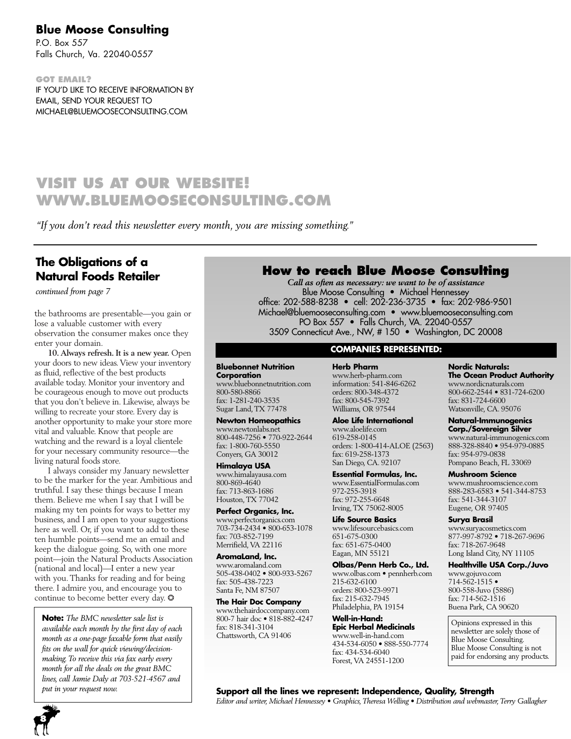## Blue Moose Consulting

P.O. Box 557
Falls Church, Va. 22040-0557

**GOT EMAIL?**
IF YOU'D LIKE TO RECEIVE INFORMATION BY EMAIL, SEND YOUR REQUEST TO MICHAEL@BLUEMOOSECONSULTING.COM

## VISIT US AT OUR WEBSITE! WWW.BLUEMOOSECONSULTING.COM

*"If you don't read this newsletter every month, you are missing something."*

## The Obligations of a Natural Foods Retailer

*continued from page 7*

the bathrooms are presentable—you gain or lose a valuable customer with every observation the consumer makes once they enter your domain.

**10. Always refresh. It is a new year.** Open your doors to new ideas. View your inventory as fluid, reflective of the best products available today. Monitor your inventory and be courageous enough to move out products that you don't believe in. Likewise, always be willing to recreate your store. Every day is another opportunity to make your store more vital and valuable. Know that people are watching and the reward is a loyal clientele for your necessary community resource—the living natural foods store.

I always consider my January newsletter to be the marker for the year. Ambitious and truthful. I say these things because I mean them. Believe me when I say that I will be making my ten points for ways to better my business, and I am open to your suggestions here as well. Or, if you want to add to these ten humble points—send me an email and keep the dialogue going. So, with one more point—join the Natural Products Association (national and local)—I enter a new year with you. Thanks for reading and for being there. I admire you, and encourage you to continue to become better every day. ✪

**Note:** *The BMC newsletter sale list is available each month by the first day of each month as a one-page faxable form that easily fits on the wall for quick viewing/decision-making. To receive this via fax early every month for all the deals on the great BMC lines, call Jamie Daly at 703-521-4567 and put in your request now.*

## How to reach Blue Moose Consulting

*Call as often as necessary: we want to be of assistance*
Blue Moose Consulting • Michael Hennessey
office: 202-588-8238 • cell: 202-236-3735 • fax: 202-986-9501
Michael@bluemooseconsulting.com • www.bluemooseconsulting.com
PO Box 557 • Falls Church, VA. 22040-0557
3509 Connecticut Ave., NW, # 150 • Washington, DC 20008

### COMPANIES REPRESENTED:

**Bluebonnet Nutrition Corporation**
www.bluebonnetnutrition.com
800-580-8866
fax: 1-281-240-3535
Sugar Land, TX 77478

**Newton Homeopathics**
www.newtonlabs.net
800-448-7256 • 770-922-2644
fax: 1-800-760-5550
Conyers, GA 30012

**Himalaya USA**
www.himalayausa.com
800-869-4640
fax: 713-863-1686
Houston, TX 77042

**Perfect Organics, Inc.**
www.perfectorganics.com
703-734-2434 • 800-653-1078
fax: 703-852-7199
Merrifield, VA 22116

**AromaLand, Inc.**
www.aromaland.com
505-438-0402 • 800-933-5267
fax: 505-438-7223
Santa Fe, NM 87507

**The Hair Doc Company**
www.thehairdoccompany.com
800-7 hair doc • 818-882-4247
fax: 818-341-3104
Chattsworth, CA 91406

**Herb Pharm**
www.herb-pharm.com
information: 541-846-6262
orders: 800-348-4372
fax: 800-545-7392
Williams, OR 97544

**Aloe Life International**
www.aloelife.com
619-258-0145
orders: 1-800-414-ALOE (2563)
fax: 619-258-1373
San Diego, CA. 92107

**Essential Formulas, Inc.**
www.EssentialFormulas.com
972-255-3918
fax: 972-255-6648
Irving, TX 75062-8005

**Life Source Basics**
www.lifesourcebasics.com
651-675-0300
fax: 651-675-0400
Eagan, MN 55121

**Olbas/Penn Herb Co., Ltd.**
www.olbas.com • pennherb.com
215-632-6100
orders: 800-523-9971
fax: 215-632-7945
Philadelphia, PA 19154

**Well-in-Hand: Epic Herbal Medicinals**
www.well-in-hand.com
434-534-6050 • 888-550-7774
fax: 434-534-6040
Forest, VA 24551-1200

**Nordic Naturals: The Ocean Product Authority**
www.nordicnaturals.com
800-662-2544 • 831-724-6200
fax: 831-724-6600
Watsonville, CA. 95076

**Natural-Immunogenics Corp./Sovereign Silver**
www.natural-immunogenics.com
888-328-8840 • 954-979-0885
fax: 954-979-0838
Pompano Beach, FL 33069

**Mushroom Science**
www.mushroomscience.com
888-283-6583 • 541-344-8753
fax: 541-344-3107
Eugene, OR 97405

**Surya Brasil**
www.suryacosmetics.com
877-997-8792 • 718-267-9696
fax: 718-267-9648
Long Island City, NY 11105

**Healthville USA Corp./Juvo**
www.gojuvo.com
714-562-1515 •
800-558-Juvo (5886)
fax: 714-562-1516
Buena Park, CA 90620

Opinions expressed in this newsletter are solely those of Blue Moose Consulting. Blue Moose Consulting is not paid for endorsing any products.

**Support all the lines we represent: Independence, Quality, Strength**
*Editor and writer, Michael Hennessey • Graphics, Theresa Welling • Distribution and webmaster, Terry Gallagher*